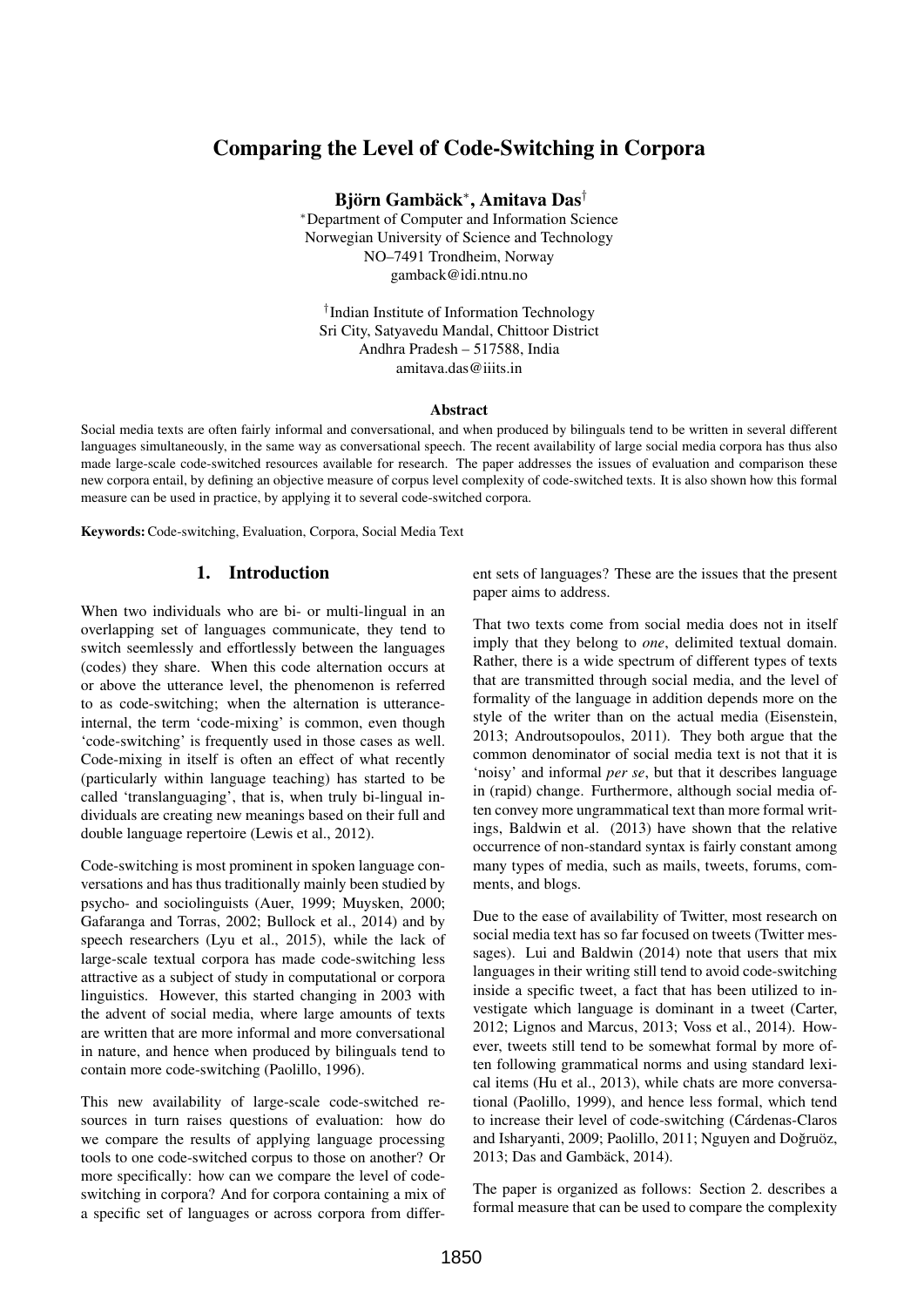# Comparing the Level of Code-Switching in Corpora

**Björn Gambäck***, **Amitava Das**†

*Department of Computer and Information Science
Norwegian University of Science and Technology
NO–7491 Trondheim, Norway
gamback@idi.ntnu.no

†Indian Institute of Information Technology
Sri City, Satyavedu Mandal, Chittoor District
Andhra Pradesh – 517588, India
amitava.das@iiits.in

### Abstract

Social media texts are often fairly informal and conversational, and when produced by bilinguals tend to be written in several different languages simultaneously, in the same way as conversational speech. The recent availability of large social media corpora has thus also made large-scale code-switched resources available for research. The paper addresses the issues of evaluation and comparison these new corpora entail, by defining an objective measure of corpus level complexity of code-switched texts. It is also shown how this formal measure can be used in practice, by applying it to several code-switched corpora.

**Keywords:** Code-switching, Evaluation, Corpora, Social Media Text

## 1. Introduction

When two individuals who are bi- or multi-lingual in an overlapping set of languages communicate, they tend to switch seemlesly and effortlessly between the languages (codes) they share. When this code alternation occurs at or above the utterance level, the phenomenon is referred to as code-switching; when the alternation is utterance-internal, the term 'code-mixing' is common, even though 'code-switching' is frequently used in those cases as well. Code-mixing in itself is often an effect of what recently (particularly within language teaching) has started to be called 'translanguaging', that is, when truly bi-lingual individuals are creating new meanings based on their full and double language repertoire (Lewis et al., 2012).

Code-switching is most prominent in spoken language conversations and has thus traditionally mainly been studied by psycho- and sociolinguists (Auer, 1999; Muysken, 2000; Gafaranga and Torras, 2002; Bullock et al., 2014) and by speech researchers (Lyu et al., 2015), while the lack of large-scale textual corpora has made code-switching less attractive as a subject of study in computational or corpora linguistics. However, this started changing in 2003 with the advent of social media, where large amounts of texts are written that are more informal and more conversational in nature, and hence when produced by bilinguals tend to contain more code-switching (Paolillo, 1996).

This new availability of large-scale code-switched resources in turn raises questions of evaluation: how do we compare the results of applying language processing tools to one code-switched corpus to those on another? Or more specifically: how can we compare the level of code-switching in corpora? And for corpora containing a mix of a specific set of languages or across corpora from different sets of languages? These are the issues that the present paper aims to address.

That two texts come from social media does not in itself imply that they belong to *one*, delimited textual domain. Rather, there is a wide spectrum of different types of texts that are transmitted through social media, and the level of formality of the language in addition depends more on the style of the writer than on the actual media (Eisenstein, 2013; Androutsopoulos, 2011). They both argue that the common denominator of social media text is not that it is 'noisy' and informal *per se*, but that it describes language in (rapid) change. Furthermore, although social media often convey more ungrammatical text than more formal writings, Baldwin et al. (2013) have shown that the relative occurrence of non-standard syntax is fairly constant among many types of media, such as mails, tweets, forums, comments, and blogs.

Due to the ease of availability of Twitter, most research on social media text has so far focused on tweets (Twitter messages). Lui and Baldwin (2014) note that users that mix languages in their writing still tend to avoid code-switching inside a specific tweet, a fact that has been utilized to investigate which language is dominant in a tweet (Carter, 2012; Lignos and Marcus, 2013; Voss et al., 2014). However, tweets still tend to be somewhat formal by more often following grammatical norms and using standard lexical items (Hu et al., 2013), while chats are more conversational (Paolillo, 1999), and hence less formal, which tend to increase their level of code-switching (Cárdenas-Claros and Isharyanti, 2009; Paolillo, 2011; Nguyen and Doğruöz, 2013; Das and Gambäck, 2014).

The paper is organized as follows: Section 2. describes a formal measure that can be used to compare the complexity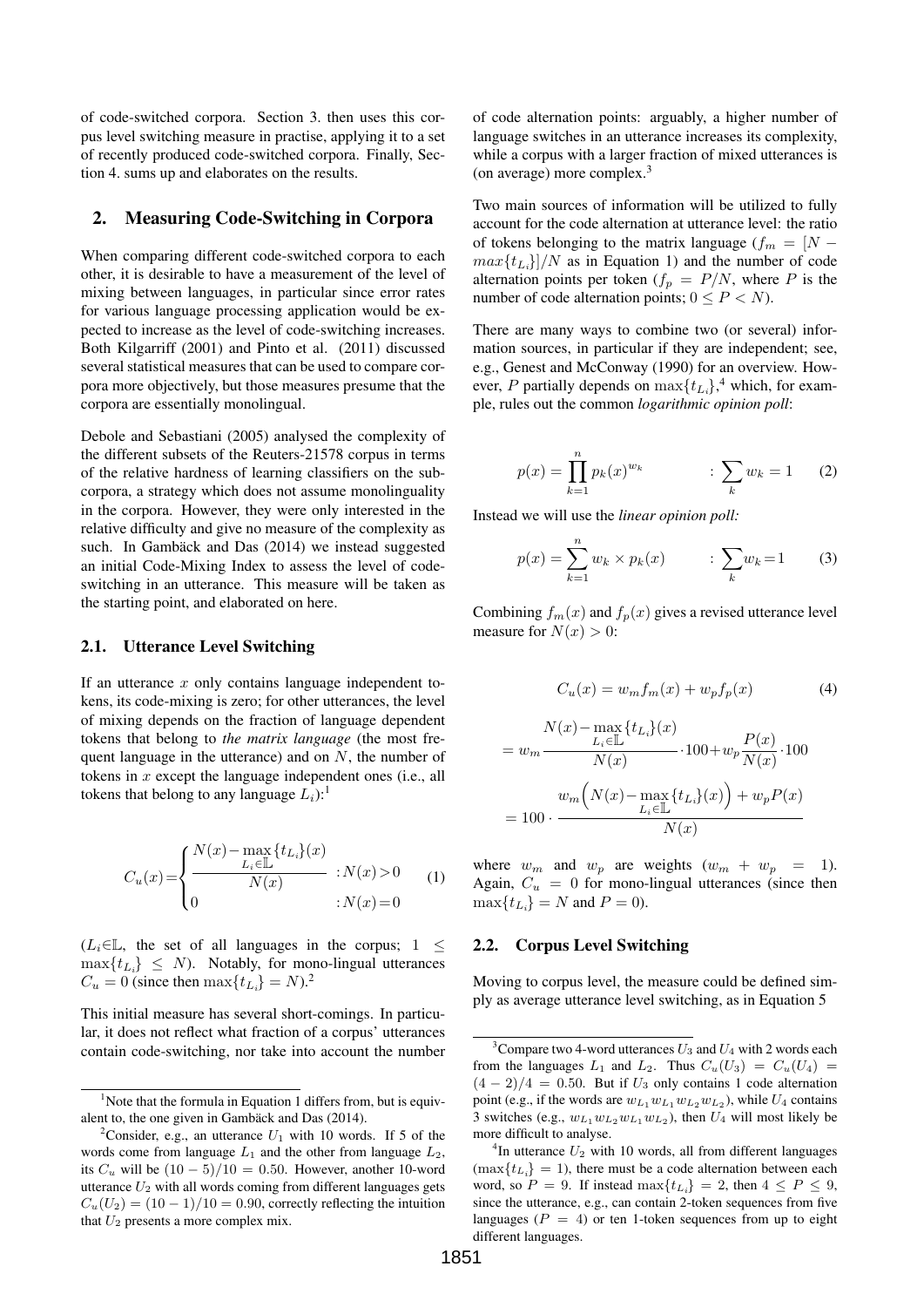of code-switched corpora. Section 3. then uses this corpus level switching measure in practise, applying it to a set of recently produced code-switched corpora. Finally, Section 4. sums up and elaborates on the results.

## 2. Measuring Code-Switching in Corpora

When comparing different code-switched corpora to each other, it is desirable to have a measurement of the level of mixing between languages, in particular since error rates for various language processing application would be expected to increase as the level of code-switching increases. Both Kilgarriff (2001) and Pinto et al. (2011) discussed several statistical measures that can be used to compare corpora more objectively, but those measures presume that the corpora are essentially monolingual.

Debole and Sebastiani (2005) analysed the complexity of the different subsets of the Reuters-21578 corpus in terms of the relative hardness of learning classifiers on the subcorpora, a strategy which does not assume monolinguality in the corpora. However, they were only interested in the relative difficulty and give no measure of the complexity as such. In Gambäck and Das (2014) we instead suggested an initial Code-Mixing Index to assess the level of code-switching in an utterance. This measure will be taken as the starting point, and elaborated on here.

### 2.1. Utterance Level Switching

If an utterance $x$ only contains language independent tokens, its code-mixing is zero; for other utterances, the level of mixing depends on the fraction of language dependent tokens that belong to *the matrix language* (the most frequent language in the utterance) and on $N$, the number of tokens in $x$ except the language independent ones (i.e., all tokens that belong to any language $L_i$):[1]

$$C_u(x) = \begin{cases} \dfrac{N(x) - \max\limits_{L_i \in \mathbb{L}} \{t_{L_i}\}(x)}{N(x)} & : N(x) > 0 \\ 0 & : N(x) = 0 \end{cases} \quad (1)$$

($L_i \in \mathbb{L}$, the set of all languages in the corpus; $1 \leq \max\{t_{L_i}\} \leq N$). Notably, for mono-lingual utterances $C_u = 0$ (since then $\max\{t_{L_i}\} = N$).[2]

This initial measure has several short-comings. In particular, it does not reflect what fraction of a corpus' utterances contain code-switching, nor take into account the number of code alternation points: arguably, a higher number of language switches in an utterance increases its complexity, while a corpus with a larger fraction of mixed utterances is (on average) more complex.[3]

Two main sources of information will be utilized to fully account for the code alternation at utterance level: the ratio of tokens belonging to the matrix language ($f_m = [N - max\{t_{L_i}\}]/N$ as in Equation 1) and the number of code alternation points per token ($f_p = P/N$, where $P$ is the number of code alternation points; $0 \leq P < N$).

There are many ways to combine two (or several) information sources, in particular if they are independent; see, e.g., Genest and McConway (1990) for an overview. However, $P$ partially depends on $\max\{t_{L_i}\}$,[4] which, for example, rules out the common *logarithmic opinion poll*:

$$p(x) = \prod_{k=1}^{n} p_k(x)^{w_k} \qquad : \sum_k w_k = 1 \quad (2)$$

Instead we will use the *linear opinion poll:*

$$p(x) = \sum_{k=1}^{n} w_k \times p_k(x) \qquad : \sum_k w_k = 1 \quad (3)$$

Combining $f_m(x)$ and $f_p(x)$ gives a revised utterance level measure for $N(x) > 0$:

$$C_u(x) = w_m f_m(x) + w_p f_p(x) \quad (4)$$

$$= w_m \frac{N(x) - \max\limits_{L_i \in \mathbb{L}} \{t_{L_i}\}(x)}{N(x)} \cdot 100 + w_p \frac{P(x)}{N(x)} \cdot 100$$

$$= 100 \cdot \frac{w_m \Big( N(x) - \max\limits_{L_i \in \mathbb{L}} \{t_{L_i}\}(x) \Big) + w_p P(x)}{N(x)}$$

where $w_m$ and $w_p$ are weights ($w_m + w_p = 1$). Again, $C_u = 0$ for mono-lingual utterances (since then $\max\{t_{L_i}\} = N$ and $P = 0$).

### 2.2. Corpus Level Switching

Moving to corpus level, the measure could be defined simply as average utterance level switching, as in Equation 5

---

[1] Note that the formula in Equation 1 differs from, but is equivalent to, the one given in Gambäck and Das (2014).

[2] Consider, e.g., an utterance $U_1$ with 10 words. If 5 of the words come from language $L_1$ and the other from language $L_2$, its $C_u$ will be $(10 - 5)/10 = 0.50$. However, another 10-word utterance $U_2$ with all words coming from different languages gets $C_u(U_2) = (10 - 1)/10 = 0.90$, correctly reflecting the intuition that $U_2$ presents a more complex mix.

[3] Compare two 4-word utterances $U_3$ and $U_4$ with 2 words each from the languages $L_1$ and $L_2$. Thus $C_u(U_3) = C_u(U_4) = (4 - 2)/4 = 0.50$. But if $U_3$ only contains 1 code alternation point (e.g., if the words are $w_{L_1} w_{L_1} w_{L_2} w_{L_2}$), while $U_4$ contains 3 switches (e.g., $w_{L_1} w_{L_2} w_{L_1} w_{L_2}$), then $U_4$ will most likely be more difficult to analyse.

[4] In utterance $U_2$ with 10 words, all from different languages ($\max\{t_{L_i}\} = 1$), there must be a code alternation between each word, so $P = 9$. If instead $\max\{t_{L_i}\} = 2$, then $4 \leq P \leq 9$, since the utterance, e.g., can contain 2-token sequences from five languages ($P = 4$) or ten 1-token sequences from up to eight different languages.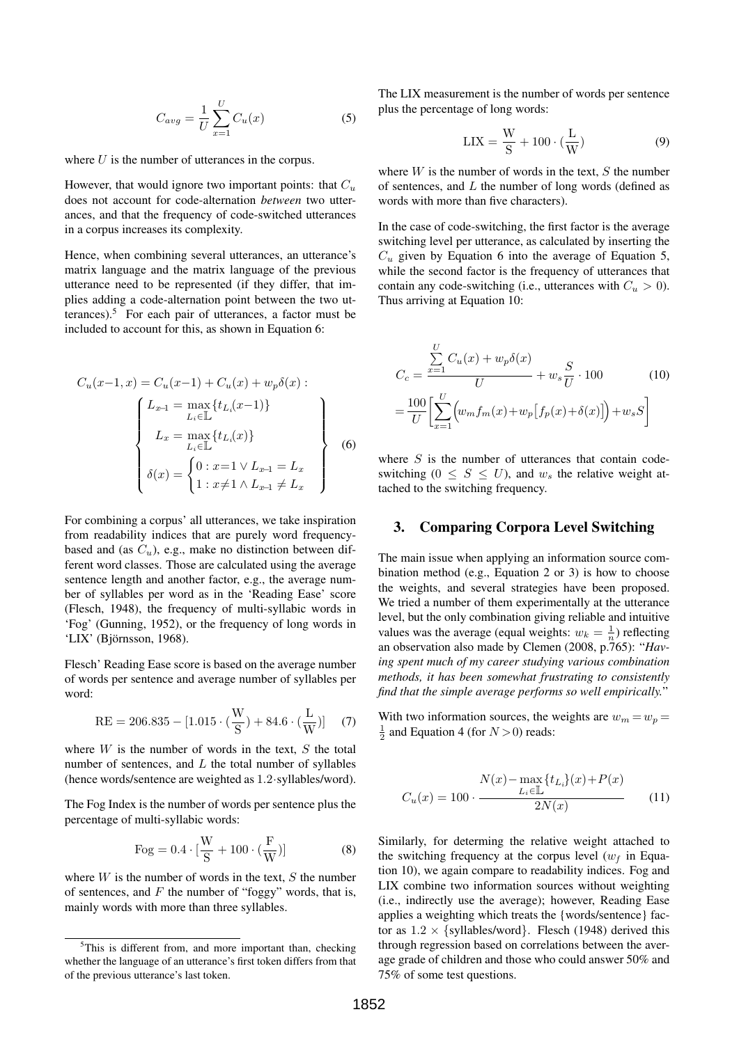$$C_{avg} = \frac{1}{U} \sum_{x=1}^{U} C_u(x) \tag{5}$$

where $U$ is the number of utterances in the corpus.

However, that would ignore two important points: that $C_u$ does not account for code-alternation *between* two utterances, and that the frequency of code-switched utterances in a corpus increases its complexity.

Hence, when combining several utterances, an utterance's matrix language and the matrix language of the previous utterance need to be represented (if they differ, that implies adding a code-alternation point between the two utterances).[5] For each pair of utterances, a factor must be included to account for this, as shown in Equation 6:

$$C_u(x{-}1, x) = C_u(x{-}1) + C_u(x) + w_p \delta(x) : \left\{ \begin{array}{c} L_{x-1} = \max\limits_{L_i \in \mathbb{L}} \{t_{L_i}(x{-}1)\} \\ L_x = \max\limits_{L_i \in \mathbb{L}} \{t_{L_i}(x)\} \\ \delta(x) = \begin{cases} 0 : x{=}1 \lor L_{x-1} = L_x \\ 1 : x{\neq}1 \land L_{x-1} \neq L_x \end{cases} \end{array} \right\} \tag{6}$$

For combining a corpus' all utterances, we take inspiration from readability indices that are purely word frequency-based and (as $C_u$), e.g., make no distinction between different word classes. Those are calculated using the average sentence length and another factor, e.g., the average number of syllables per word as in the 'Reading Ease' score (Flesch, 1948), the frequency of multi-syllabic words in 'Fog' (Gunning, 1952), or the frequency of long words in 'LIX' (Björnsson, 1968).

Flesch' Reading Ease score is based on the average number of words per sentence and average number of syllables per word:

$$\mathrm{RE} = 206.835 - [1.015 \cdot (\frac{\mathrm{W}}{\mathrm{S}}) + 84.6 \cdot (\frac{\mathrm{L}}{\mathrm{W}})] \tag{7}$$

where $W$ is the number of words in the text, $S$ the total number of sentences, and $L$ the total number of syllables (hence words/sentence are weighted as $1.2{\cdot}$syllables/word).

The Fog Index is the number of words per sentence plus the percentage of multi-syllabic words:

$$\mathrm{Fog} = 0.4 \cdot [\frac{\mathrm{W}}{\mathrm{S}} + 100 \cdot (\frac{\mathrm{F}}{\mathrm{W}})] \tag{8}$$

where $W$ is the number of words in the text, $S$ the number of sentences, and $F$ the number of "foggy" words, that is, mainly words with more than three syllables.

[5] This is different from, and more important than, checking whether the language of an utterance's first token differs from that of the previous utterance's last token.

The LIX measurement is the number of words per sentence plus the percentage of long words:

$$\mathrm{LIX} = \frac{\mathrm{W}}{\mathrm{S}} + 100 \cdot (\frac{\mathrm{L}}{\mathrm{W}}) \tag{9}$$

where $W$ is the number of words in the text, $S$ the number of sentences, and $L$ the number of long words (defined as words with more than five characters).

In the case of code-switching, the first factor is the average switching level per utterance, as calculated by inserting the $C_u$ given by Equation 6 into the average of Equation 5, while the second factor is the frequency of utterances that contain any code-switching (i.e., utterances with $C_u > 0$). Thus arriving at Equation 10:

$$\begin{aligned} C_c &= \frac{\sum\limits_{x=1}^{U} C_u(x) + w_p \delta(x)}{U} + w_s \frac{S}{U} \cdot 100 \\ &= \frac{100}{U} \Bigg[ \sum_{x=1}^{U} \Big( w_m f_m(x) + w_p \big[ f_p(x) + \delta(x) \big] \Big) + w_s S \Bigg] \end{aligned} \tag{10}$$

where $S$ is the number of utterances that contain code-switching ($0 \leq S \leq U$), and $w_s$ the relative weight attached to the switching frequency.

## 3. Comparing Corpora Level Switching

The main issue when applying an information source combination method (e.g., Equation 2 or 3) is how to choose the weights, and several strategies have been proposed. We tried a number of them experimentally at the utterance level, but the only combination giving reliable and intuitive values was the average (equal weights: $w_k = \frac{1}{n}$) reflecting an observation also made by Clemen (2008, p.765): "*Having spent much of my career studying various combination methods, it has been somewhat frustrating to consistently find that the simple average performs so well empirically.*"

With two information sources, the weights are $w_m = w_p = \frac{1}{2}$ and Equation 4 (for $N > 0$) reads:

$$C_u(x) = 100 \cdot \frac{N(x) - \max\limits_{L_i \in \mathbb{L}} \{t_{L_i}\}(x) + P(x)}{2N(x)} \tag{11}$$

Similarly, for determing the relative weight attached to the switching frequency at the corpus level ($w_f$ in Equation 10), we again compare to readability indices. Fog and LIX combine two information sources without weighting (i.e., indirectly use the average); however, Reading Ease applies a weighting which treats the {words/sentence} factor as $1.2 \times$ {syllables/word}. Flesch (1948) derived this through regression based on correlations between the average grade of children and those who could answer 50% and 75% of some test questions.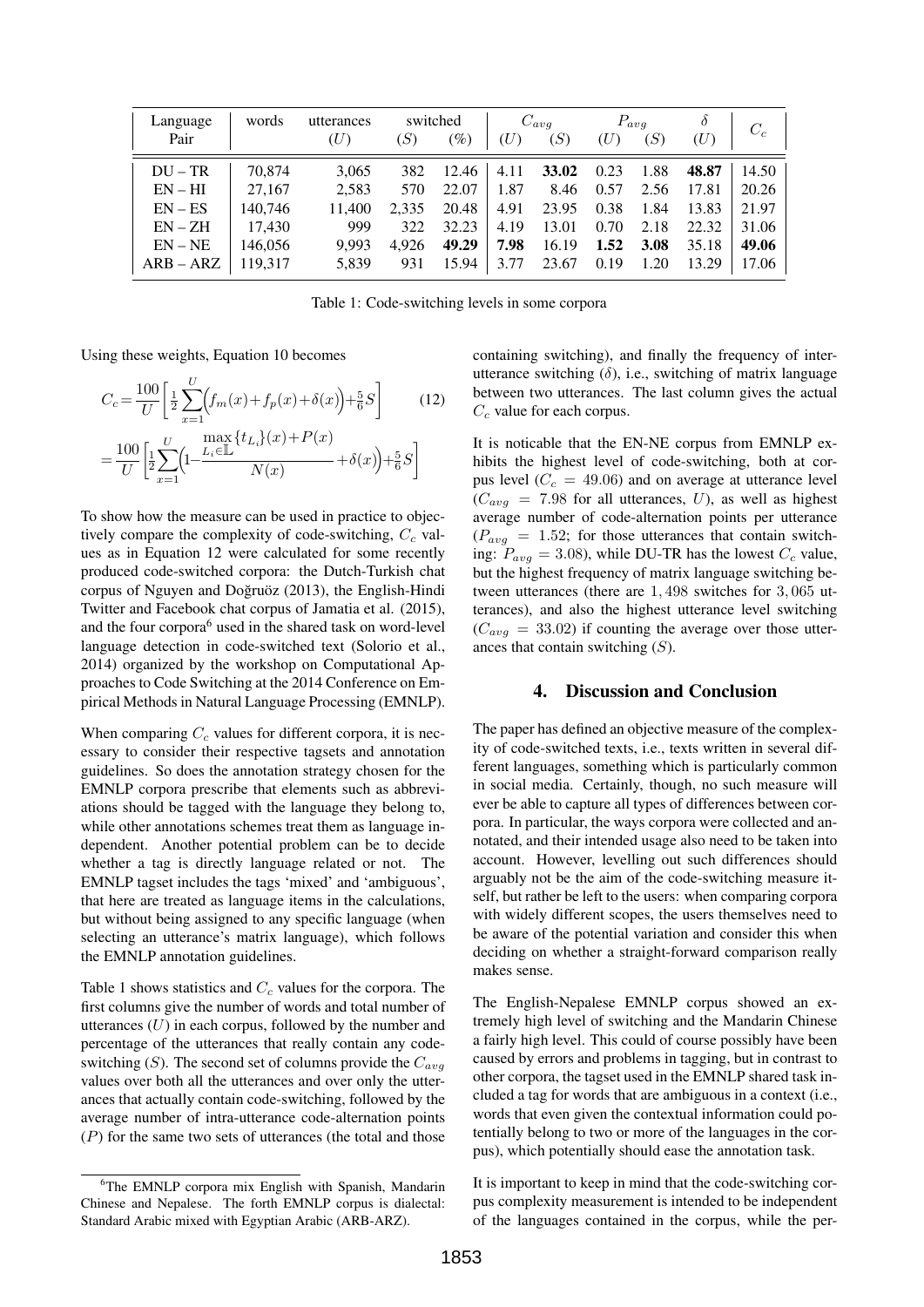| Language Pair | words | utterances ($U$) | switched ($S$) | switched (%) | $C_{avg}$ ($U$) | $C_{avg}$ ($S$) | $P_{avg}$ ($U$) | $P_{avg}$ ($S$) | $\delta$ ($U$) | $C_c$ |
|---|---|---|---|---|---|---|---|---|---|---|
| DU – TR | 70,874 | 3,065 | 382 | 12.46 | 4.11 | **33.02** | 0.23 | 1.88 | **48.87** | 14.50 |
| EN – HI | 27,167 | 2,583 | 570 | 22.07 | 1.87 | 8.46 | 0.57 | 2.56 | 17.81 | 20.26 |
| EN – ES | 140,746 | 11,400 | 2,335 | 20.48 | 4.91 | 23.95 | 0.38 | 1.84 | 13.83 | 21.97 |
| EN – ZH | 17,430 | 999 | 322 | 32.23 | 4.19 | 13.01 | 0.70 | 2.18 | 22.32 | 31.06 |
| EN – NE | 146,056 | 9,993 | 4,926 | **49.29** | **7.98** | 16.19 | **1.52** | **3.08** | 35.18 | **49.06** |
| ARB – ARZ | 119,317 | 5,839 | 931 | 15.94 | 3.77 | 23.67 | 0.19 | 1.20 | 13.29 | 17.06 |

Table 1: Code-switching levels in some corpora

Using these weights, Equation 10 becomes

$$C_c = \frac{100}{U}\left[\frac{1}{2}\sum_{x=1}^{U}\Big(f_m(x)+f_p(x)+\delta(x)\Big)+\frac{5}{6}S\right] \quad (12)$$

$$= \frac{100}{U}\left[\frac{1}{2}\sum_{x=1}^{U}\Big(1-\frac{\max_{L_i\in\mathbb{L}}\{t_{L_i}\}(x)+P(x)}{N(x)}+\delta(x)\Big)+\frac{5}{6}S\right]$$

To show how the measure can be used in practice to objectively compare the complexity of code-switching, $C_c$ values as in Equation 12 were calculated for some recently produced code-switched corpora: the Dutch-Turkish chat corpus of Nguyen and Doğruöz (2013), the English-Hindi Twitter and Facebook chat corpus of Jamatia et al. (2015), and the four corpora[6] used in the shared task on word-level language detection in code-switched text (Solorio et al., 2014) organized by the workshop on Computational Approaches to Code Switching at the 2014 Conference on Empirical Methods in Natural Language Processing (EMNLP).

When comparing $C_c$ values for different corpora, it is necessary to consider their respective tagsets and annotation guidelines. So does the annotation strategy chosen for the EMNLP corpora prescribe that elements such as abbreviations should be tagged with the language they belong to, while other annotations schemes treat them as language independent. Another potential problem can be to decide whether a tag is directly language related or not. The EMNLP tagset includes the tags 'mixed' and 'ambiguous', that here are treated as language items in the calculations, but without being assigned to any specific language (when selecting an utterance's matrix language), which follows the EMNLP annotation guidelines.

Table 1 shows statistics and $C_c$ values for the corpora. The first columns give the number of words and total number of utterances ($U$) in each corpus, followed by the number and percentage of the utterances that really contain any code-switching ($S$). The second set of columns provide the $C_{avg}$ values over both all the utterances and over only the utterances that actually contain code-switching, followed by the average number of intra-utterance code-alternation points ($P$) for the same two sets of utterances (the total and those containing switching), and finally the frequency of inter-utterance switching ($\delta$), i.e., switching of matrix language between two utterances. The last column gives the actual $C_c$ value for each corpus.

It is noticable that the EN-NE corpus from EMNLP exhibits the highest level of code-switching, both at corpus level ($C_c = 49.06$) and on average at utterance level ($C_{avg} = 7.98$ for all utterances, $U$), as well as highest average number of code-alternation points per utterance ($P_{avg} = 1.52$; for those utterances that contain switching: $P_{avg} = 3.08$), while DU-TR has the lowest $C_c$ value, but the highest frequency of matrix language switching between utterances (there are $1,498$ switches for $3,065$ utterances), and also the highest utterance level switching ($C_{avg} = 33.02$) if counting the average over those utterances that contain switching ($S$).

## 4. Discussion and Conclusion

The paper has defined an objective measure of the complexity of code-switched texts, i.e., texts written in several different languages, something which is particularly common in social media. Certainly, though, no such measure will ever be able to capture all types of differences between corpora. In particular, the ways corpora were collected and annotated, and their intended usage also need to be taken into account. However, levelling out such differences should arguably not be the aim of the code-switching measure itself, but rather be left to the users: when comparing corpora with widely different scopes, the users themselves need to be aware of the potential variation and consider this when deciding on whether a straight-forward comparison really makes sense.

The English-Nepalese EMNLP corpus showed an extremely high level of switching and the Mandarin Chinese a fairly high level. This could of course possibly have been caused by errors and problems in tagging, but in contrast to other corpora, the tagset used in the EMNLP shared task included a tag for words that are ambiguous in a context (i.e., words that even given the contextual information could potentially belong to two or more of the languages in the corpus), which potentially should ease the annotation task.

It is important to keep in mind that the code-switching corpus complexity measurement is intended to be independent of the languages contained in the corpus, while the per-

[6] The EMNLP corpora mix English with Spanish, Mandarin Chinese and Nepalese. The forth EMNLP corpus is dialectal: Standard Arabic mixed with Egyptian Arabic (ARB-ARZ).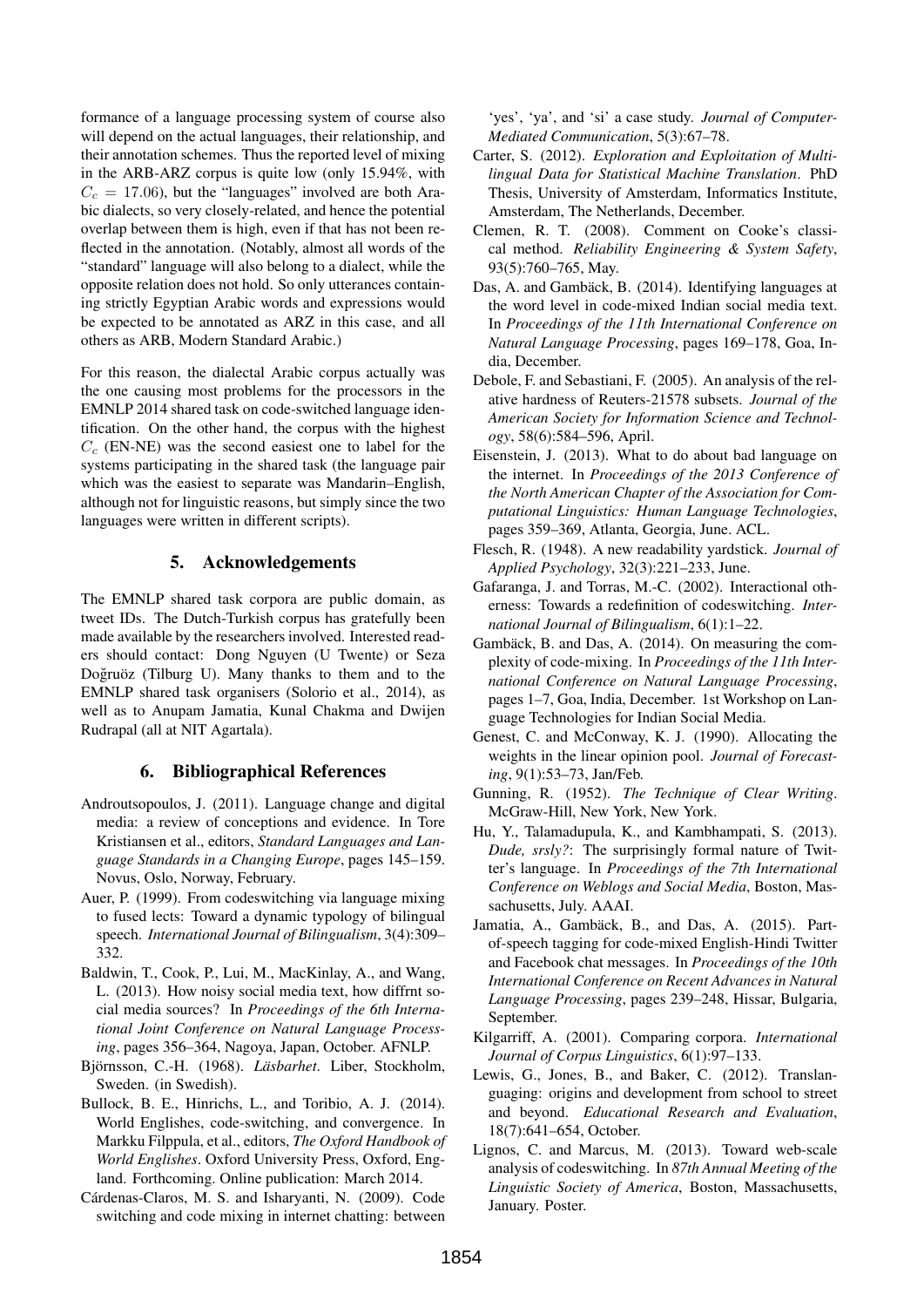formance of a language processing system of course also will depend on the actual languages, their relationship, and their annotation schemes. Thus the reported level of mixing in the ARB-ARZ corpus is quite low (only 15.94%, with $C_c = 17.06$), but the "languages" involved are both Arabic dialects, so very closely-related, and hence the potential overlap between them is high, even if that has not been reflected in the annotation. (Notably, almost all words of the "standard" language will also belong to a dialect, while the opposite relation does not hold. So only utterances containing strictly Egyptian Arabic words and expressions would be expected to be annotated as ARZ in this case, and all others as ARB, Modern Standard Arabic.)

For this reason, the dialectal Arabic corpus actually was the one causing most problems for the processors in the EMNLP 2014 shared task on code-switched language identification. On the other hand, the corpus with the highest $C_c$ (EN-NE) was the second easiest one to label for the systems participating in the shared task (the language pair which was the easiest to separate was Mandarin–English, although not for linguistic reasons, but simply since the two languages were written in different scripts).

## 5. Acknowledgements

The EMNLP shared task corpora are public domain, as tweet IDs. The Dutch-Turkish corpus has gratefully been made available by the researchers involved. Interested readers should contact: Dong Nguyen (U Twente) or Seza Doğruöz (Tilburg U). Many thanks to them and to the EMNLP shared task organisers (Solorio et al., 2014), as well as to Anupam Jamatia, Kunal Chakma and Dwijen Rudrapal (all at NIT Agartala).

## 6. Bibliographical References

Androutsopoulos, J. (2011). Language change and digital media: a review of conceptions and evidence. In Tore Kristiansen et al., editors, *Standard Languages and Language Standards in a Changing Europe*, pages 145–159. Novus, Oslo, Norway, February.

Auer, P. (1999). From codeswitching via language mixing to fused lects: Toward a dynamic typology of bilingual speech. *International Journal of Bilingualism*, 3(4):309–332.

Baldwin, T., Cook, P., Lui, M., MacKinlay, A., and Wang, L. (2013). How noisy social media text, how diffrnt social media sources? In *Proceedings of the 6th International Joint Conference on Natural Language Processing*, pages 356–364, Nagoya, Japan, October. AFNLP.

Björnsson, C.-H. (1968). *Läsbarhet*. Liber, Stockholm, Sweden. (in Swedish).

Bullock, B. E., Hinrichs, L., and Toribio, A. J. (2014). World Englishes, code-switching, and convergence. In Markku Filppula, et al., editors, *The Oxford Handbook of World Englishes*. Oxford University Press, Oxford, England. Forthcoming. Online publication: March 2014.

Cárdenas-Claros, M. S. and Isharyanti, N. (2009). Code switching and code mixing in internet chatting: between 'yes', 'ya', and 'si' a case study. *Journal of Computer-Mediated Communication*, 5(3):67–78.

Carter, S. (2012). *Exploration and Exploitation of Multilingual Data for Statistical Machine Translation*. PhD Thesis, University of Amsterdam, Informatics Institute, Amsterdam, The Netherlands, December.

Clemen, R. T. (2008). Comment on Cooke's classical method. *Reliability Engineering & System Safety*, 93(5):760–765, May.

Das, A. and Gambäck, B. (2014). Identifying languages at the word level in code-mixed Indian social media text. In *Proceedings of the 11th International Conference on Natural Language Processing*, pages 169–178, Goa, India, December.

Debole, F. and Sebastiani, F. (2005). An analysis of the relative hardness of Reuters-21578 subsets. *Journal of the American Society for Information Science and Technology*, 58(6):584–596, April.

Eisenstein, J. (2013). What to do about bad language on the internet. In *Proceedings of the 2013 Conference of the North American Chapter of the Association for Computational Linguistics: Human Language Technologies*, pages 359–369, Atlanta, Georgia, June. ACL.

Flesch, R. (1948). A new readability yardstick. *Journal of Applied Psychology*, 32(3):221–233, June.

Gafaranga, J. and Torras, M.-C. (2002). Interactional otherness: Towards a redefinition of codeswitching. *International Journal of Bilingualism*, 6(1):1–22.

Gambäck, B. and Das, A. (2014). On measuring the complexity of code-mixing. In *Proceedings of the 11th International Conference on Natural Language Processing*, pages 1–7, Goa, India, December. 1st Workshop on Language Technologies for Indian Social Media.

Genest, C. and McConway, K. J. (1990). Allocating the weights in the linear opinion pool. *Journal of Forecasting*, 9(1):53–73, Jan/Feb.

Gunning, R. (1952). *The Technique of Clear Writing*. McGraw-Hill, New York, New York.

Hu, Y., Talamadupula, K., and Kambhampati, S. (2013). *Dude, srsly?*: The surprisingly formal nature of Twitter's language. In *Proceedings of the 7th International Conference on Weblogs and Social Media*, Boston, Massachusetts, July. AAAI.

Jamatia, A., Gambäck, B., and Das, A. (2015). Part-of-speech tagging for code-mixed English-Hindi Twitter and Facebook chat messages. In *Proceedings of the 10th International Conference on Recent Advances in Natural Language Processing*, pages 239–248, Hissar, Bulgaria, September.

Kilgarriff, A. (2001). Comparing corpora. *International Journal of Corpus Linguistics*, 6(1):97–133.

Lewis, G., Jones, B., and Baker, C. (2012). Translanguaging: origins and development from school to street and beyond. *Educational Research and Evaluation*, 18(7):641–654, October.

Lignos, C. and Marcus, M. (2013). Toward web-scale analysis of codeswitching. In *87th Annual Meeting of the Linguistic Society of America*, Boston, Massachusetts, January. Poster.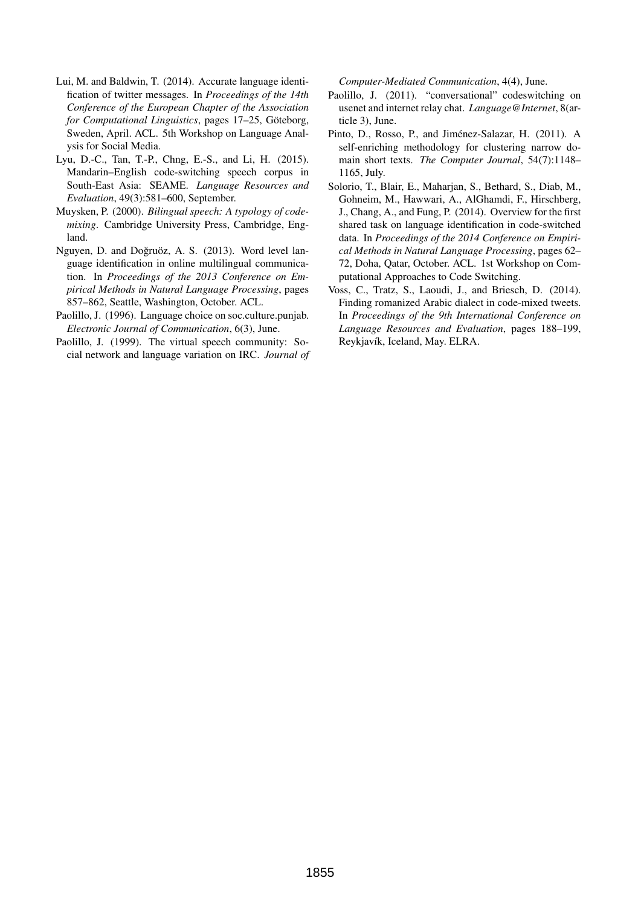Lui, M. and Baldwin, T. (2014). Accurate language identification of twitter messages. In *Proceedings of the 14th Conference of the European Chapter of the Association for Computational Linguistics*, pages 17–25, Göteborg, Sweden, April. ACL. 5th Workshop on Language Analysis for Social Media.

Lyu, D.-C., Tan, T.-P., Chng, E.-S., and Li, H. (2015). Mandarin–English code-switching speech corpus in South-East Asia: SEAME. *Language Resources and Evaluation*, 49(3):581–600, September.

Muysken, P. (2000). *Bilingual speech: A typology of code-mixing*. Cambridge University Press, Cambridge, England.

Nguyen, D. and Doğruöz, A. S. (2013). Word level language identification in online multilingual communication. In *Proceedings of the 2013 Conference on Empirical Methods in Natural Language Processing*, pages 857–862, Seattle, Washington, October. ACL.

Paolillo, J. (1996). Language choice on soc.culture.punjab. *Electronic Journal of Communication*, 6(3), June.

Paolillo, J. (1999). The virtual speech community: Social network and language variation on IRC. *Journal of Computer-Mediated Communication*, 4(4), June.

Paolillo, J. (2011). "conversational" codeswitching on usenet and internet relay chat. *Language@Internet*, 8(article 3), June.

Pinto, D., Rosso, P., and Jiménez-Salazar, H. (2011). A self-enriching methodology for clustering narrow domain short texts. *The Computer Journal*, 54(7):1148–1165, July.

Solorio, T., Blair, E., Maharjan, S., Bethard, S., Diab, M., Gohneim, M., Hawwari, A., AlGhamdi, F., Hirschberg, J., Chang, A., and Fung, P. (2014). Overview for the first shared task on language identification in code-switched data. In *Proceedings of the 2014 Conference on Empirical Methods in Natural Language Processing*, pages 62–72, Doha, Qatar, October. ACL. 1st Workshop on Computational Approaches to Code Switching.

Voss, C., Tratz, S., Laoudi, J., and Briesch, D. (2014). Finding romanized Arabic dialect in code-mixed tweets. In *Proceedings of the 9th International Conference on Language Resources and Evaluation*, pages 188–199, Reykjavík, Iceland, May. ELRA.